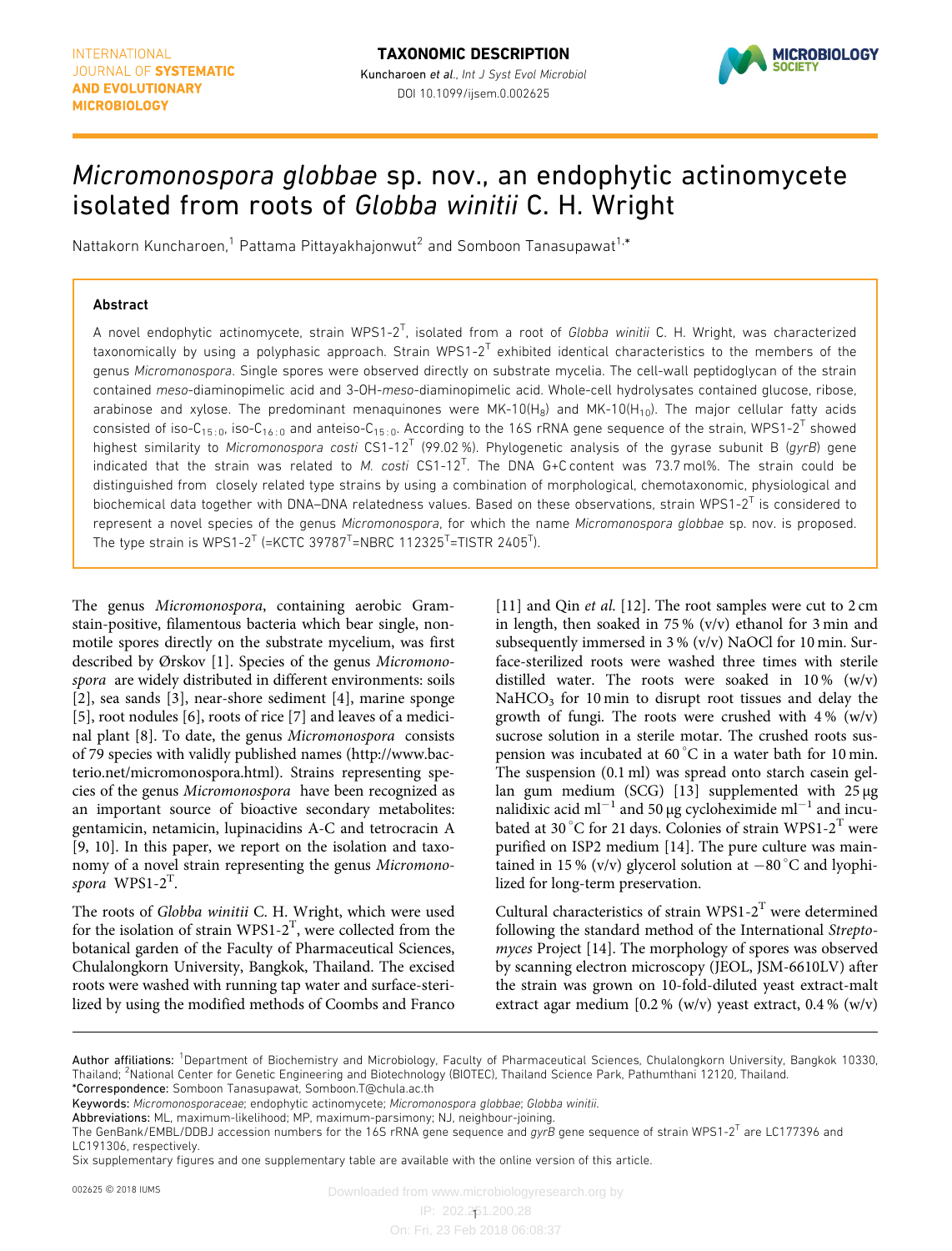TAXONOMIC DESCRIPTION

# *Micromonospora globbae* sp. nov., an endophytic actinomycete isolated from roots of *Globba winitii* C. H. Wright

Nattakorn Kuncharoen,[1] Pattama Pittayakhajonwut[2] and Somboon Tanasupawat[1,*]

### Abstract

A novel endophytic actinomycete, strain WPS1-2$^T$, isolated from a root of *Globba winitii* C. H. Wright, was characterized taxonomically by using a polyphasic approach. Strain WPS1-2$^T$ exhibited identical characteristics to the members of the genus *Micromonospora*. Single spores were observed directly on substrate mycelia. The cell-wall peptidoglycan of the strain contained *meso*-diaminopimelic acid and 3-OH-*meso*-diaminopimelic acid. Whole-cell hydrolysates contained glucose, ribose, arabinose and xylose. The predominant menaquinones were MK-10($H_8$) and MK-10($H_{10}$). The major cellular fatty acids consisted of iso-$C_{15:0}$, iso-$C_{16:0}$ and anteiso-$C_{15:0}$. According to the 16S rRNA gene sequence of the strain, WPS1-2$^T$ showed highest similarity to *Micromonospora costi* CS1-12$^T$ (99.02 %). Phylogenetic analysis of the gyrase subunit B (*gyrB*) gene indicated that the strain was related to *M. costi* CS1-12$^T$. The DNA G+C content was 73.7 mol%. The strain could be distinguished from closely related type strains by using a combination of morphological, chemotaxonomic, physiological and biochemical data together with DNA–DNA relatedness values. Based on these observations, strain WPS1-2$^T$ is considered to represent a novel species of the genus *Micromonospora*, for which the name *Micromonospora globbae* sp. nov. is proposed. The type strain is WPS1-2$^T$ (=KCTC 39787$^T$=NBRC 112325$^T$=TISTR 2405$^T$).

The genus *Micromonospora*, containing aerobic Gram-stain-positive, filamentous bacteria which bear single, non-motile spores directly on the substrate mycelium, was first described by Ørskov [1]. Species of the genus *Micromonospora* are widely distributed in different environments: soils [2], sea sands [3], near-shore sediment [4], marine sponge [5], root nodules [6], roots of rice [7] and leaves of a medicinal plant [8]. To date, the genus *Micromonospora* consists of 79 species with validly published names (http://www.bacterio.net/micromonospora.html). Strains representing species of the genus *Micromonospora* have been recognized as an important source of bioactive secondary metabolites: gentamicin, netamicin, lupinacidins A-C and tetrocracin A [9, 10]. In this paper, we report on the isolation and taxonomy of a novel strain representing the genus *Micromonospora* WPS1-2$^T$.

The roots of *Globba winitii* C. H. Wright, which were used for the isolation of strain WPS1-2$^T$, were collected from the botanical garden of the Faculty of Pharmaceutical Sciences, Chulalongkorn University, Bangkok, Thailand. The excised roots were washed with running tap water and surface-sterilized by using the modified methods of Coombs and Franco [11] and Qin *et al*. [12]. The root samples were cut to 2 cm in length, then soaked in 75 % (v/v) ethanol for 3 min and subsequently immersed in 3 % (v/v) NaOCl for 10 min. Surface-sterilized roots were washed three times with sterile distilled water. The roots were soaked in 10 % (w/v) $NaHCO_3$ for 10 min to disrupt root tissues and delay the growth of fungi. The roots were crushed with 4 % (w/v) sucrose solution in a sterile motar. The crushed roots suspension was incubated at 60 °C in a water bath for 10 min. The suspension (0.1 ml) was spread onto starch casein gellan gum medium (SCG) [13] supplemented with 25 µg nalidixic acid ml$^{-1}$ and 50 µg cycloheximide ml$^{-1}$ and incubated at 30 °C for 21 days. Colonies of strain WPS1-2$^T$ were purified on ISP2 medium [14]. The pure culture was maintained in 15 % (v/v) glycerol solution at −80 °C and lyophilized for long-term preservation.

Cultural characteristics of strain WPS1-2$^T$ were determined following the standard method of the International *Streptomyces* Project [14]. The morphology of spores was observed by scanning electron microscopy (JEOL, JSM-6610LV) after the strain was grown on 10-fold-diluted yeast extract-malt extract agar medium [0.2 % (w/v) yeast extract, 0.4 % (w/v)

Author affiliations: [1]Department of Biochemistry and Microbiology, Faculty of Pharmaceutical Sciences, Chulalongkorn University, Bangkok 10330, Thailand; [2]National Center for Genetic Engineering and Biotechnology (BIOTEC), Thailand Science Park, Pathumthani 12120, Thailand.
*Correspondence: Somboon Tanasupawat, Somboon.T@chula.ac.th
Keywords: *Micromonosporaceae*; endophytic actinomycete; *Micromonospora globbae*; *Globba winitii*.
Abbreviations: ML, maximum-likelihood; MP, maximum-parsimony; NJ, neighbour-joining.
The GenBank/EMBL/DDBJ accession numbers for the 16S rRNA gene sequence and *gyrB* gene sequence of strain WPS1-2$^T$ are LC177396 and LC191306, respectively.
Six supplementary figures and one supplementary table are available with the online version of this article.

002625 © 2018 IUMS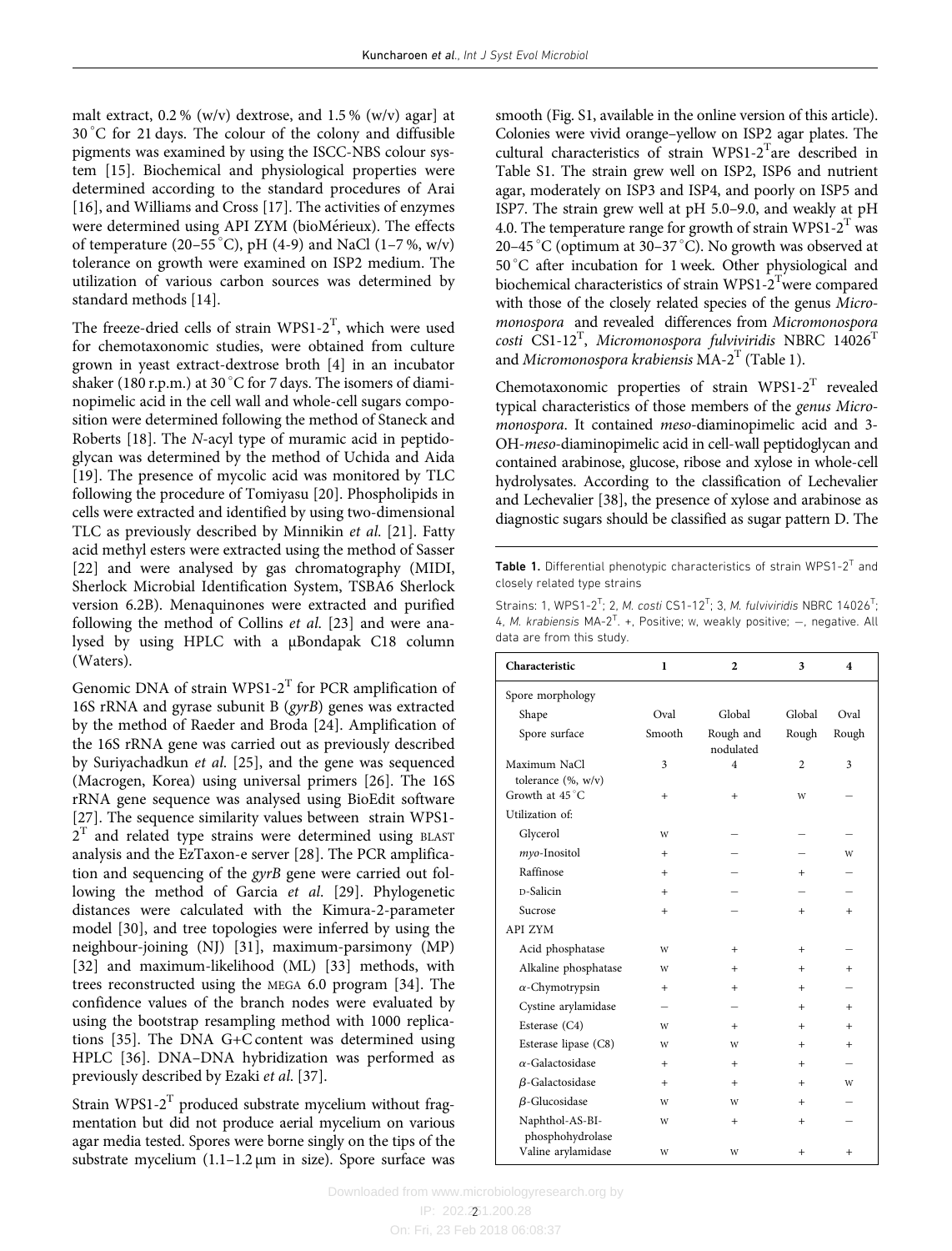malt extract, 0.2 % (w/v) dextrose, and 1.5 % (w/v) agar] at 30 °C for 21 days. The colour of the colony and diffusible pigments was examined by using the ISCC-NBS colour system [15]. Biochemical and physiological properties were determined according to the standard procedures of Arai [16], and Williams and Cross [17]. The activities of enzymes were determined using API ZYM (bioMérieux). The effects of temperature (20–55 °C), pH (4-9) and NaCl (1–7 %, w/v) tolerance on growth were examined on ISP2 medium. The utilization of various carbon sources was determined by standard methods [14].

The freeze-dried cells of strain WPS1-2$^T$, which were used for chemotaxonomic studies, were obtained from culture grown in yeast extract-dextrose broth [4] in an incubator shaker (180 r.p.m.) at 30 °C for 7 days. The isomers of diaminopimelic acid in the cell wall and whole-cell sugars composition were determined following the method of Staneck and Roberts [18]. The *N*-acyl type of muramic acid in peptidoglycan was determined by the method of Uchida and Aida [19]. The presence of mycolic acid was monitored by TLC following the procedure of Tomiyasu [20]. Phospholipids in cells were extracted and identified by using two-dimensional TLC as previously described by Minnikin *et al.* [21]. Fatty acid methyl esters were extracted using the method of Sasser [22] and were analysed by gas chromatography (MIDI, Sherlock Microbial Identification System, TSBA6 Sherlock version 6.2B). Menaquinones were extracted and purified following the method of Collins *et al.* [23] and were analysed by using HPLC with a μBondapak C18 column (Waters).

Genomic DNA of strain WPS1-2$^T$ for PCR amplification of 16S rRNA and gyrase subunit B (*gyrB*) genes was extracted by the method of Raeder and Broda [24]. Amplification of the 16S rRNA gene was carried out as previously described by Suriyachadkun *et al.* [25], and the gene was sequenced (Macrogen, Korea) using universal primers [26]. The 16S rRNA gene sequence was analysed using BioEdit software [27]. The sequence similarity values between strain WPS1-2$^T$ and related type strains were determined using BLAST analysis and the EzTaxon-e server [28]. The PCR amplification and sequencing of the *gyrB* gene were carried out following the method of Garcia *et al.* [29]. Phylogenetic distances were calculated with the Kimura-2-parameter model [30], and tree topologies were inferred by using the neighbour-joining (NJ) [31], maximum-parsimony (MP) [32] and maximum-likelihood (ML) [33] methods, with trees reconstructed using the MEGA 6.0 program [34]. The confidence values of the branch nodes were evaluated by using the bootstrap resampling method with 1000 replications [35]. The DNA G+C content was determined using HPLC [36]. DNA–DNA hybridization was performed as previously described by Ezaki *et al.* [37].

Strain WPS1-2$^T$ produced substrate mycelium without fragmentation but did not produce aerial mycelium on various agar media tested. Spores were borne singly on the tips of the substrate mycelium (1.1–1.2 μm in size). Spore surface was smooth (Fig. S1, available in the online version of this article). Colonies were vivid orange–yellow on ISP2 agar plates. The cultural characteristics of strain WPS1-2$^T$ are described in Table S1. The strain grew well on ISP2, ISP6 and nutrient agar, moderately on ISP3 and ISP4, and poorly on ISP5 and ISP7. The strain grew well at pH 5.0–9.0, and weakly at pH 4.0. The temperature range for growth of strain WPS1-2$^T$ was 20–45 °C (optimum at 30–37 °C). No growth was observed at 50 °C after incubation for 1 week. Other physiological and biochemical characteristics of strain WPS1-2$^T$ were compared with those of the closely related species of the genus *Micromonospora* and revealed differences from *Micromonospora costi* CS1-12$^T$, *Micromonospora fulviviridis* NBRC 14026$^T$ and *Micromonospora krabiensis* MA-2$^T$ (Table 1).

Chemotaxonomic properties of strain WPS1-2$^T$ revealed typical characteristics of those members of the *genus Micromonospora*. It contained *meso*-diaminopimelic acid and 3-OH-*meso*-diaminopimelic acid in cell-wall peptidoglycan and contained arabinose, glucose, ribose and xylose in whole-cell hydrolysates. According to the classification of Lechevalier and Lechevalier [38], the presence of xylose and arabinose as diagnostic sugars should be classified as sugar pattern D. The

**Table 1.** Differential phenotypic characteristics of strain WPS1-2$^T$ and closely related type strains

Strains: 1, WPS1-2$^T$; 2, *M. costi* CS1-12$^T$; 3, *M. fulviviridis* NBRC 14026$^T$; 4, *M. krabiensis* MA-2$^T$. +, Positive; w, weakly positive; −, negative. All data are from this study.

| Characteristic | 1 | 2 | 3 | 4 |
|---|---|---|---|---|
| Spore morphology | | | | |
| Shape | Oval | Global | Global | Oval |
| Spore surface | Smooth | Rough and nodulated | Rough | Rough |
| Maximum NaCl tolerance (%, w/v) | 3 | 4 | 2 | 3 |
| Growth at 45 °C | + | + | w | − |
| Utilization of: | | | | |
| Glycerol | w | − | − | − |
| *myo*-Inositol | + | − | − | w |
| Raffinose | + | − | + | − |
| D-Salicin | + | − | − | − |
| Sucrose | + | − | + | + |
| API ZYM | | | | |
| Acid phosphatase | w | + | + | − |
| Alkaline phosphatase | w | + | + | + |
| $\alpha$-Chymotrypsin | + | + | + | − |
| Cystine arylamidase | − | − | + | + |
| Esterase (C4) | w | + | + | + |
| Esterase lipase (C8) | w | w | + | + |
| $\alpha$-Galactosidase | + | + | + | − |
| $\beta$-Galactosidase | + | + | + | w |
| $\beta$-Glucosidase | w | w | + | − |
| Naphthol-AS-BI-phosphohydrolase | w | + | + | − |
| Valine arylamidase | w | w | + | + |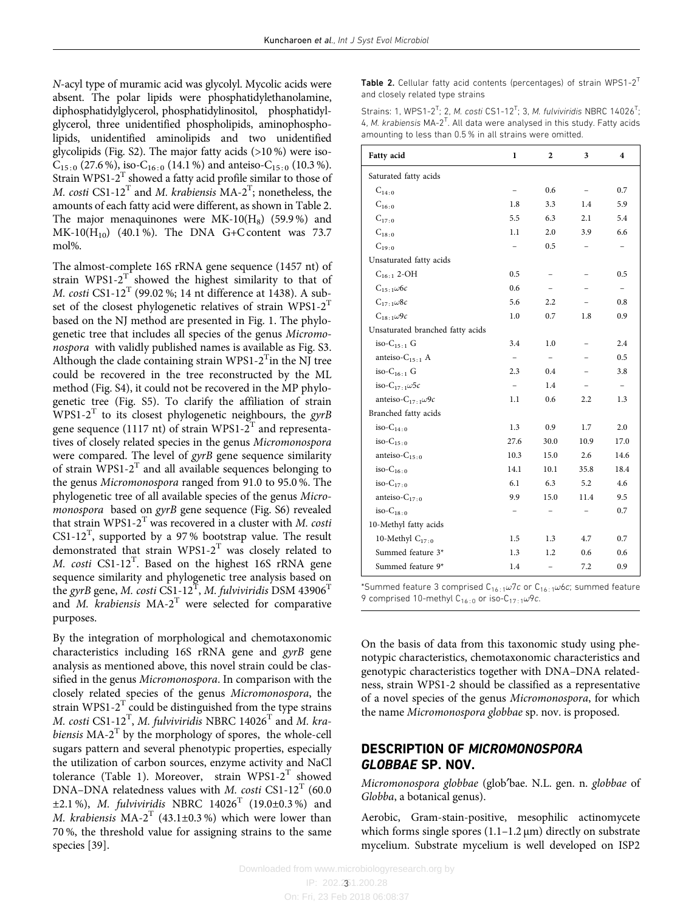*N*-acyl type of muramic acid was glycolyl. Mycolic acids were absent. The polar lipids were phosphatidylethanolamine, diphosphatidylglycerol, phosphatidylinositol, phosphatidylglycerol, three unidentified phospholipids, aminophospholipids, unidentified aminolipids and two unidentified glycolipids (Fig. S2). The major fatty acids (>10 %) were iso-$C_{15:0}$ (27.6 %), iso-$C_{16:0}$ (14.1 %) and anteiso-$C_{15:0}$ (10.3 %). Strain WPS1-2$^T$ showed a fatty acid profile similar to those of *M. costi* CS1-12$^T$ and *M. krabiensis* MA-2$^T$; nonetheless, the amounts of each fatty acid were different, as shown in Table 2. The major menaquinones were MK-10($H_8$) (59.9 %) and MK-10($H_{10}$) (40.1 %). The DNA G+C content was 73.7 mol%.

The almost-complete 16S rRNA gene sequence (1457 nt) of strain WPS1-2$^T$ showed the highest similarity to that of *M. costi* CS1-12$^T$ (99.02 %; 14 nt difference at 1438). A subset of the closest phylogenetic relatives of strain WPS1-2$^T$ based on the NJ method are presented in Fig. 1. The phylogenetic tree that includes all species of the genus *Micromonospora* with validly published names is available as Fig. S3. Although the clade containing strain WPS1-2$^T$ in the NJ tree could be recovered in the tree reconstructed by the ML method (Fig. S4), it could not be recovered in the MP phylogenetic tree (Fig. S5). To clarify the affiliation of strain WPS1-2$^T$ to its closest phylogenetic neighbours, the *gyrB* gene sequence (1117 nt) of strain WPS1-2$^T$ and representatives of closely related species in the genus *Micromonospora* were compared. The level of *gyrB* gene sequence similarity of strain WPS1-2$^T$ and all available sequences belonging to the genus *Micromonospora* ranged from 91.0 to 95.0 %. The phylogenetic tree of all available species of the genus *Micromonospora* based on *gyrB* gene sequence (Fig. S6) revealed that strain WPS1-2$^T$ was recovered in a cluster with *M. costi* CS1-12$^T$, supported by a 97 % bootstrap value. The result demonstrated that strain WPS1-2$^T$ was closely related to *M. costi* CS1-12$^T$. Based on the highest 16S rRNA gene sequence similarity and phylogenetic tree analysis based on the *gyrB* gene, *M. costi* CS1-12$^T$, *M. fulviviridis* DSM 43906$^T$ and *M. krabiensis* MA-2$^T$ were selected for comparative purposes.

By the integration of morphological and chemotaxonomic characteristics including 16S rRNA gene and *gyrB* gene analysis as mentioned above, this novel strain could be classified in the genus *Micromonospora*. In comparison with the closely related species of the genus *Micromonospora*, the strain WPS1-2$^T$ could be distinguished from the type strains *M. costi* CS1-12$^T$, *M. fulviviridis* NBRC 14026$^T$ and *M. krabiensis* MA-2$^T$ by the morphology of spores, the whole-cell sugars pattern and several phenotypic properties, especially the utilization of carbon sources, enzyme activity and NaCl tolerance (Table 1). Moreover, strain WPS1-2$^T$ showed DNA–DNA relatedness values with *M. costi* CS1-12$^T$ (60.0 ±2.1 %), *M. fulviviridis* NBRC 14026$^T$ (19.0±0.3 %) and *M. krabiensis* MA-2$^T$ (43.1±0.3 %) which were lower than 70 %, the threshold value for assigning strains to the same species [39].

**Table 2.** Cellular fatty acid contents (percentages) of strain WPS1-2$^T$ and closely related type strains

Strains: 1, WPS1-2$^T$; 2, *M. costi* CS1-12$^T$; 3, *M. fulviviridis* NBRC 14026$^T$; 4, *M. krabiensis* MA-2$^T$. All data were analysed in this study. Fatty acids amounting to less than 0.5 % in all strains were omitted.

| Fatty acid | 1 | 2 | 3 | 4 |
|---|---|---|---|---|
| Saturated fatty acids | | | | |
| $C_{14:0}$ | – | 0.6 | – | 0.7 |
| $C_{16:0}$ | 1.8 | 3.3 | 1.4 | 5.9 |
| $C_{17:0}$ | 5.5 | 6.3 | 2.1 | 5.4 |
| $C_{18:0}$ | 1.1 | 2.0 | 3.9 | 6.6 |
| $C_{19:0}$ | – | 0.5 | – | – |
| Unsaturated fatty acids | | | | |
| $C_{16:1}$ 2-OH | 0.5 | – | – | 0.5 |
| $C_{15:1}\omega6c$ | 0.6 | – | – | – |
| $C_{17:1}\omega8c$ | 5.6 | 2.2 | – | 0.8 |
| $C_{18:1}\omega9c$ | 1.0 | 0.7 | 1.8 | 0.9 |
| Unsaturated branched fatty acids | | | | |
| iso-$C_{15:1}$ G | 3.4 | 1.0 | – | 2.4 |
| anteiso-$C_{15:1}$ A | – | – | – | 0.5 |
| iso-$C_{16:1}$ G | 2.3 | 0.4 | – | 3.8 |
| iso-$C_{17:1}\omega5c$ | – | 1.4 | – | – |
| anteiso-$C_{17:1}\omega9c$ | 1.1 | 0.6 | 2.2 | 1.3 |
| Branched fatty acids | | | | |
| iso-$C_{14:0}$ | 1.3 | 0.9 | 1.7 | 2.0 |
| iso-$C_{15:0}$ | 27.6 | 30.0 | 10.9 | 17.0 |
| anteiso-$C_{15:0}$ | 10.3 | 15.0 | 2.6 | 14.6 |
| iso-$C_{16:0}$ | 14.1 | 10.1 | 35.8 | 18.4 |
| iso-$C_{17:0}$ | 6.1 | 6.3 | 5.2 | 4.6 |
| anteiso-$C_{17:0}$ | 9.9 | 15.0 | 11.4 | 9.5 |
| iso-$C_{18:0}$ | – | – | – | 0.7 |
| 10-Methyl fatty acids | | | | |
| 10-Methyl $C_{17:0}$ | 1.5 | 1.3 | 4.7 | 0.7 |
| Summed feature 3* | 1.3 | 1.2 | 0.6 | 0.6 |
| Summed feature 9* | 1.4 | – | 7.2 | 0.9 |

*Summed feature 3 comprised $C_{16:1}\omega7c$ or $C_{16:1}\omega6c$; summed feature 9 comprised 10-methyl $C_{16:0}$ or iso-$C_{17:1}\omega9c$.

On the basis of data from this taxonomic study using phenotypic characteristics, chemotaxonomic characteristics and genotypic characteristics together with DNA–DNA relatedness, strain WPS1-2 should be classified as a representative of a novel species of the genus *Micromonospora*, for which the name *Micromonospora globbae* sp. nov. is proposed.

## DESCRIPTION OF *MICROMONOSPORA GLOBBAE* SP. NOV.

*Micromonospora globbae* (glob′bae. N.L. gen. n. *globbae* of *Globba*, a botanical genus).

Aerobic, Gram-stain-positive, mesophilic actinomycete which forms single spores (1.1–1.2 µm) directly on substrate mycelium. Substrate mycelium is well developed on ISP2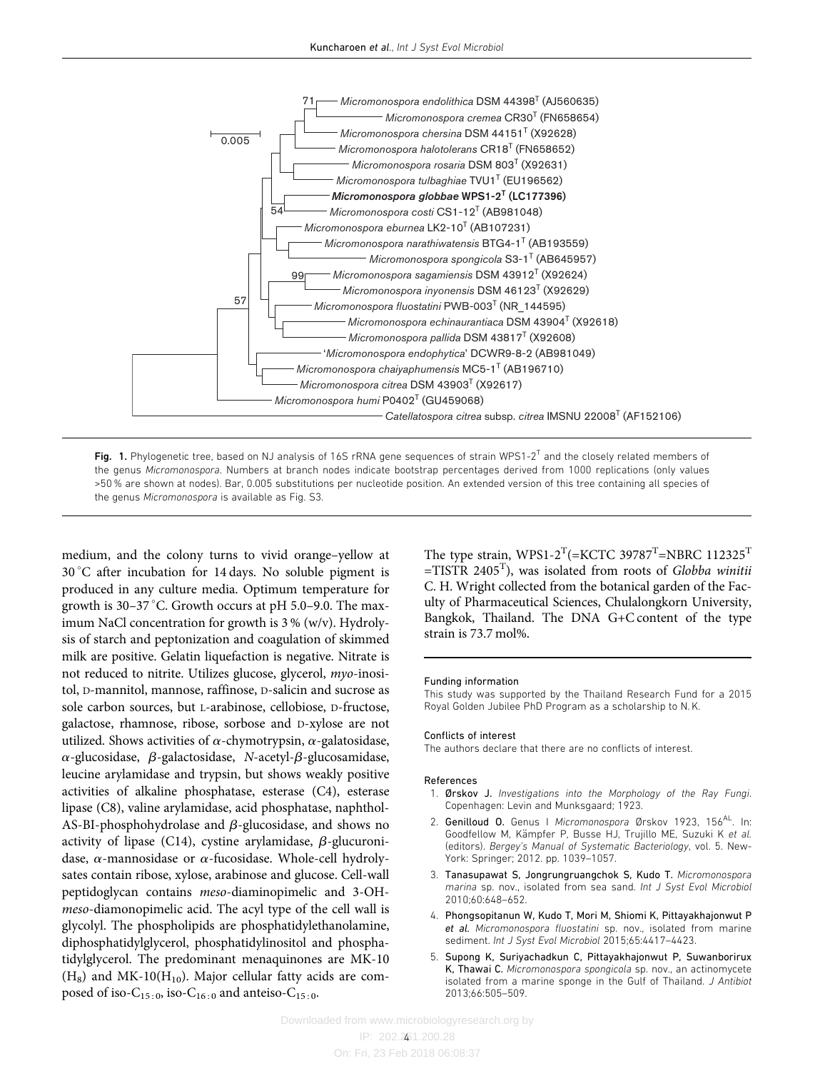Fig. 1. Phylogenetic tree, based on NJ analysis of 16S rRNA gene sequences of strain WPS1-2$^T$ and the closely related members of the genus *Micromonospora*. Numbers at branch nodes indicate bootstrap percentages derived from 1000 replications (only values >50 % are shown at nodes). Bar, 0.005 substitutions per nucleotide position. An extended version of this tree containing all species of the genus *Micromonospora* is available as Fig. S3.

medium, and the colony turns to vivid orange–yellow at 30 °C after incubation for 14 days. No soluble pigment is produced in any culture media. Optimum temperature for growth is 30–37 °C. Growth occurs at pH 5.0–9.0. The maximum NaCl concentration for growth is 3 % (w/v). Hydrolysis of starch and peptonization and coagulation of skimmed milk are positive. Gelatin liquefaction is negative. Nitrate is not reduced to nitrite. Utilizes glucose, glycerol, *myo*-inositol, D-mannitol, mannose, raffinose, D-salicin and sucrose as sole carbon sources, but L-arabinose, cellobiose, D-fructose, galactose, rhamnose, ribose, sorbose and D-xylose are not utilized. Shows activities of $\alpha$-chymotrypsin, $\alpha$-galatosidase, $\alpha$-glucosidase, $\beta$-galactosidase, *N*-acetyl-$\beta$-glucosamidase, leucine arylamidase and trypsin, but shows weakly positive activities of alkaline phosphatase, esterase (C4), esterase lipase (C8), valine arylamidase, acid phosphatase, naphthol-AS-BI-phosphohydrolase and $\beta$-glucosidase, and shows no activity of lipase (C14), cystine arylamidase, $\beta$-glucuronidase, $\alpha$-mannosidase or $\alpha$-fucosidase. Whole-cell hydrolysates contain ribose, xylose, arabinose and glucose. Cell-wall peptidoglycan contains *meso*-diaminopimelic and 3-OH-*meso*-diamonopimelic acid. The acyl type of the cell wall is glycolyl. The phospholipids are phosphatidylethanolamine, diphosphatidylglycerol, phosphatidylinositol and phosphatidylglycerol. The predominant menaquinones are MK-10 ($H_8$) and MK-10($H_{10}$). Major cellular fatty acids are composed of iso-$C_{15:0}$, iso-$C_{16:0}$ and anteiso-$C_{15:0}$.

The type strain, WPS1-2$^T$(=KCTC 39787$^T$=NBRC 112325$^T$ =TISTR 2405$^T$), was isolated from roots of *Globba winitii* C. H. Wright collected from the botanical garden of the Faculty of Pharmaceutical Sciences, Chulalongkorn University, Bangkok, Thailand. The DNA G+C content of the type strain is 73.7 mol%.

#### Funding information

This study was supported by the Thailand Research Fund for a 2015 Royal Golden Jubilee PhD Program as a scholarship to N. K.

#### Conflicts of interest

The authors declare that there are no conflicts of interest.

#### References

1. Ørskov J. *Investigations into the Morphology of the Ray Fungi*. Copenhagen: Levin and Munksgaard; 1923.
2. Genilloud O. Genus I *Micromonospora* Ørskov 1923, 156$^{AL}$. In: Goodfellow M, Kämpfer P, Busse HJ, Trujillo ME, Suzuki K *et al.* (editors). *Bergey's Manual of Systematic Bacteriology*, vol. 5. New-York: Springer; 2012. pp. 1039–1057.
3. Tanasupawat S, Jongrungruangchok S, Kudo T. *Micromonospora marina* sp. nov., isolated from sea sand. *Int J Syst Evol Microbiol* 2010;60:648–652.
4. Phongsopitanun W, Kudo T, Mori M, Shiomi K, Pittayakhajonwut P *et al. Micromonospora fluostatini* sp. nov., isolated from marine sediment. *Int J Syst Evol Microbiol* 2015;65:4417–4423.
5. Supong K, Suriyachadkun C, Pittayakhajonwut P, Suwanborirux K, Thawai C. *Micromonospora spongicola* sp. nov., an actinomycete isolated from a marine sponge in the Gulf of Thailand. *J Antibiot* 2013;66:505–509.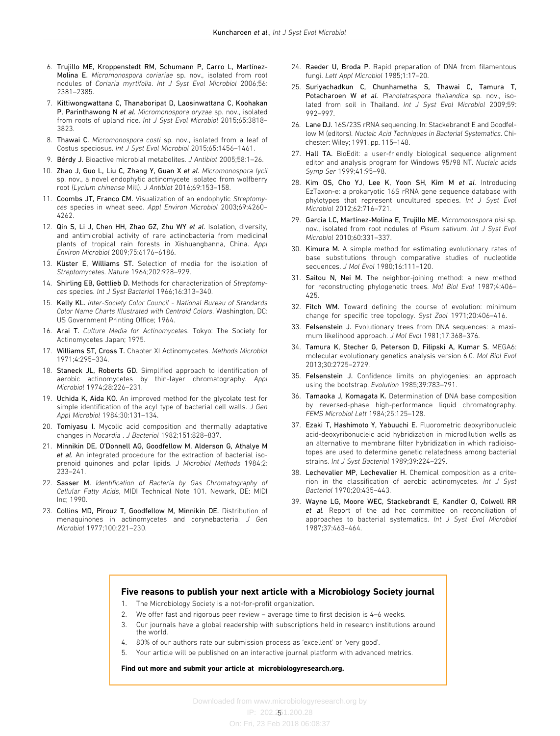6. Trujillo ME, Kroppenstedt RM, Schumann P, Carro L, Martínez-Molina E. *Micromonospora coriariae* sp. nov., isolated from root nodules of *Coriaria myrtifolia*. *Int J Syst Evol Microbiol* 2006;56:2381–2385.
7. Kittiwongwattana C, Thanaboripat D, Laosinwattana C, Koohakan P, Parinthawong N *et al.* *Micromonospora oryzae* sp. nov., isolated from roots of upland rice. *Int J Syst Evol Microbiol* 2015;65:3818–3823.
8. Thawai C. *Micromonospora costi* sp. nov., isolated from a leaf of Costus speciosus. *Int J Syst Evol Microbiol* 2015;65:1456–1461.
9. Bérdy J. Bioactive microbial metabolites. *J Antibiot* 2005;58:1–26.
10. Zhao J, Guo L, Liu C, Zhang Y, Guan X *et al.* *Micromonospora lycii* sp. nov., a novel endophytic actinomycete isolated from wolfberry root (*Lycium chinense* Mill). *J Antibiot* 2016;69:153–158.
11. Coombs JT, Franco CM. Visualization of an endophytic *Streptomyces* species in wheat seed. *Appl Environ Microbiol* 2003;69:4260–4262.
12. Qin S, Li J, Chen HH, Zhao GZ, Zhu WY *et al.* Isolation, diversity, and antimicrobial activity of rare actinobacteria from medicinal plants of tropical rain forests in Xishuangbanna, China. *Appl Environ Microbiol* 2009;75:6176–6186.
13. Küster E, Williams ST. Selection of media for the isolation of *Streptomycetes*. *Nature* 1964;202:928–929.
14. Shirling EB, Gottlieb D. Methods for characterization of *Streptomyces* species. *Int J Syst Bacteriol* 1966;16:313–340.
15. Kelly KL. *Inter-Society Color Council - National Bureau of Standards Color Name Charts Illustrated with Centroid Colors*. Washington, DC: US Government Printing Office; 1964.
16. Arai T. *Culture Media for Actinomycetes.* Tokyo: The Society for Actinomycetes Japan; 1975.
17. Williams ST, Cross T. Chapter XI Actinomycetes. *Methods Microbiol* 1971;4:295–334.
18. Staneck JL, Roberts GD. Simplified approach to identification of aerobic actinomycetes by thin-layer chromatography. *Appl Microbiol* 1974;28:226–231.
19. Uchida K, Aida KO. An improved method for the glycolate test for simple identification of the acyl type of bacterial cell walls. *J Gen Appl Microbiol* 1984;30:131–134.
20. Tomiyasu I. Mycolic acid composition and thermally adaptative changes in *Nocardia* . *J Bacteriol* 1982;151:828–837.
21. Minnikin DE, O'Donnell AG, Goodfellow M, Alderson G, Athalye M *et al.* An integrated procedure for the extraction of bacterial isoprenoid quinones and polar lipids. *J Microbiol Methods* 1984;2:233–241.
22. Sasser M. *Identification of Bacteria by Gas Chromatography of Cellular Fatty Acids*, MIDI Technical Note 101. Newark, DE: MIDI Inc; 1990.
23. Collins MD, Pirouz T, Goodfellow M, Minnikin DE. Distribution of menaquinones in actinomycetes and corynebacteria. *J Gen Microbiol* 1977;100:221–230.
24. Raeder U, Broda P. Rapid preparation of DNA from filamentous fungi. *Lett Appl Microbiol* 1985;1:17–20.
25. Suriyachadkun C, Chunhametha S, Thawai C, Tamura T, Potacharoen W *et al.* *Planotetraspora thailandica* sp. nov., isolated from soil in Thailand. *Int J Syst Evol Microbiol* 2009;59:992–997.
26. Lane DJ. 16S/23S rRNA sequencing. In: Stackebrandt E and Goodfellow M (editors). *Nucleic Acid Techniques in Bacterial Systematics*. Chichester: Wiley; 1991. pp. 115–148.
27. Hall TA. BioEdit: a user-friendly biological sequence alignment editor and analysis program for Windows 95/98 NT. *Nucleic acids Symp Ser* 1999;41:95–98.
28. Kim OS, Cho YJ, Lee K, Yoon SH, Kim M *et al.* Introducing EzTaxon-e: a prokaryotic 16S rRNA gene sequence database with phylotypes that represent uncultured species. *Int J Syst Evol Microbiol* 2012;62:716–721.
29. Garcia LC, Martínez-Molina E, Trujillo ME. *Micromonospora pisi* sp. nov., isolated from root nodules of *Pisum sativum*. *Int J Syst Evol Microbiol* 2010;60:331–337.
30. Kimura M. A simple method for estimating evolutionary rates of base substitutions through comparative studies of nucleotide sequences. *J Mol Evol* 1980;16:111–120.
31. Saitou N, Nei M. The neighbor-joining method: a new method for reconstructing phylogenetic trees. *Mol Biol Evol* 1987;4:406–425.
32. Fitch WM. Toward defining the course of evolution: minimum change for specific tree topology. *Syst Zool* 1971;20:406–416.
33. Felsenstein J. Evolutionary trees from DNA sequences: a maximum likelihood approach. *J Mol Evol* 1981;17:368–376.
34. Tamura K, Stecher G, Peterson D, Filipski A, Kumar S. MEGA6: molecular evolutionary genetics analysis version 6.0. *Mol Biol Evol* 2013;30:2725–2729.
35. Felsenstein J. Confidence limits on phylogenies: an approach using the bootstrap. *Evolution* 1985;39:783–791.
36. Tamaoka J, Komagata K. Determination of DNA base composition by reversed-phase high-performance liquid chromatography. *FEMS Microbiol Lett* 1984;25:125–128.
37. Ezaki T, Hashimoto Y, Yabuuchi E. Fluorometric deoxyribonucleic acid-deoxyribonucleic acid hybridization in microdilution wells as an alternative to membrane filter hybridization in which radioisotopes are used to determine genetic relatedness among bacterial strains. *Int J Syst Bacteriol* 1989;39:224–229.
38. Lechevalier MP, Lechevalier H. Chemical composition as a criterion in the classification of aerobic actinomycetes. *Int J Syst Bacteriol* 1970;20:435–443.
39. Wayne LG, Moore WEC, Stackebrandt E, Kandler O, Colwell RR *et al.* Report of the ad hoc committee on reconciliation of approaches to bacterial systematics. *Int J Syst Evol Microbiol* 1987;37:463–464.

**Five reasons to publish your next article with a Microbiology Society journal**

1. The Microbiology Society is a not-for-profit organization.
2. We offer fast and rigorous peer review – average time to first decision is 4–6 weeks.
3. Our journals have a global readership with subscriptions held in research institutions around the world.
4. 80% of our authors rate our submission process as 'excellent' or 'very good'.
5. Your article will be published on an interactive journal platform with advanced metrics.

**Find out more and submit your article at microbiologyresearch.org.**